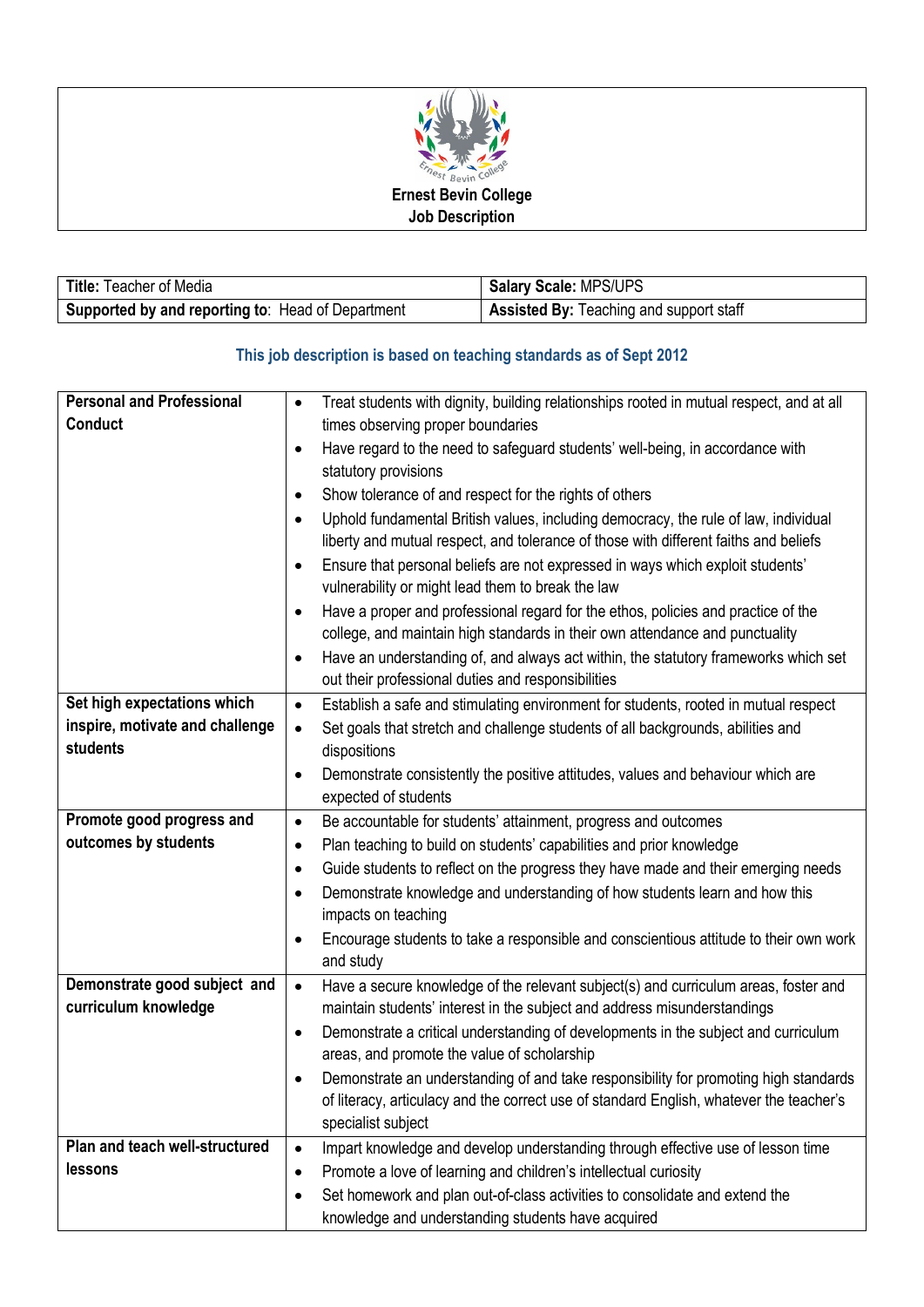# Ernest Bevin College

## Job Description

| **Title:** Teacher of Media | **Salary Scale:** MPS/UPS |
|---|---|
| **Supported by and reporting to**: Head of Department | **Assisted By:** Teaching and support staff |

**This job description is based on teaching standards as of Sept 2012**

| | |
|---|---|
| **Personal and Professional Conduct** | • Treat students with dignity, building relationships rooted in mutual respect, and at all times observing proper boundaries<br>• Have regard to the need to safeguard students' well-being, in accordance with statutory provisions<br>• Show tolerance of and respect for the rights of others<br>• Uphold fundamental British values, including democracy, the rule of law, individual liberty and mutual respect, and tolerance of those with different faiths and beliefs<br>• Ensure that personal beliefs are not expressed in ways which exploit students' vulnerability or might lead them to break the law<br>• Have a proper and professional regard for the ethos, policies and practice of the college, and maintain high standards in their own attendance and punctuality<br>• Have an understanding of, and always act within, the statutory frameworks which set out their professional duties and responsibilities |
| **Set high expectations which inspire, motivate and challenge students** | • Establish a safe and stimulating environment for students, rooted in mutual respect<br>• Set goals that stretch and challenge students of all backgrounds, abilities and dispositions<br>• Demonstrate consistently the positive attitudes, values and behaviour which are expected of students |
| **Promote good progress and outcomes by students** | • Be accountable for students' attainment, progress and outcomes<br>• Plan teaching to build on students' capabilities and prior knowledge<br>• Guide students to reflect on the progress they have made and their emerging needs<br>• Demonstrate knowledge and understanding of how students learn and how this impacts on teaching<br>• Encourage students to take a responsible and conscientious attitude to their own work and study |
| **Demonstrate good subject and curriculum knowledge** | • Have a secure knowledge of the relevant subject(s) and curriculum areas, foster and maintain students' interest in the subject and address misunderstandings<br>• Demonstrate a critical understanding of developments in the subject and curriculum areas, and promote the value of scholarship<br>• Demonstrate an understanding of and take responsibility for promoting high standards of literacy, articulacy and the correct use of standard English, whatever the teacher's specialist subject |
| **Plan and teach well-structured lessons** | • Impart knowledge and develop understanding through effective use of lesson time<br>• Promote a love of learning and children's intellectual curiosity<br>• Set homework and plan out-of-class activities to consolidate and extend the knowledge and understanding students have acquired |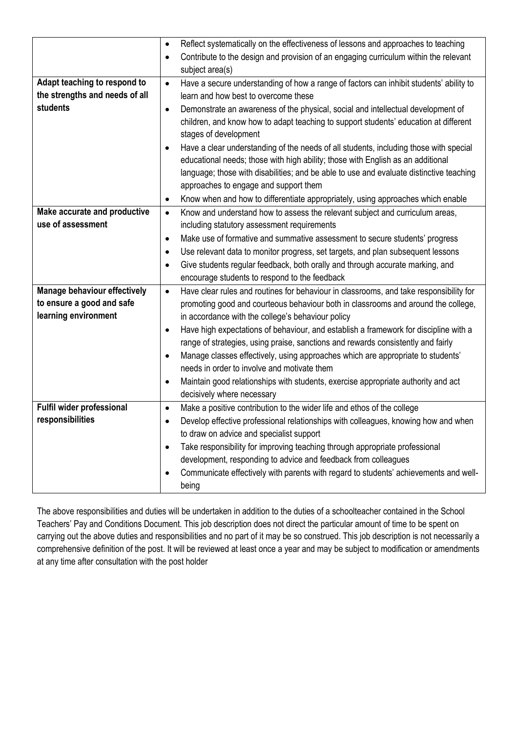| | |
|---|---|
| | • Reflect systematically on the effectiveness of lessons and approaches to teaching<br>• Contribute to the design and provision of an engaging curriculum within the relevant subject area(s) |
| **Adapt teaching to respond to the strengths and needs of all students** | • Have a secure understanding of how a range of factors can inhibit students' ability to learn and how best to overcome these<br>• Demonstrate an awareness of the physical, social and intellectual development of children, and know how to adapt teaching to support students' education at different stages of development<br>• Have a clear understanding of the needs of all students, including those with special educational needs; those with high ability; those with English as an additional language; those with disabilities; and be able to use and evaluate distinctive teaching approaches to engage and support them<br>• Know when and how to differentiate appropriately, using approaches which enable |
| **Make accurate and productive use of assessment** | • Know and understand how to assess the relevant subject and curriculum areas, including statutory assessment requirements<br>• Make use of formative and summative assessment to secure students' progress<br>• Use relevant data to monitor progress, set targets, and plan subsequent lessons<br>• Give students regular feedback, both orally and through accurate marking, and encourage students to respond to the feedback |
| **Manage behaviour effectively to ensure a good and safe learning environment** | • Have clear rules and routines for behaviour in classrooms, and take responsibility for promoting good and courteous behaviour both in classrooms and around the college, in accordance with the college's behaviour policy<br>• Have high expectations of behaviour, and establish a framework for discipline with a range of strategies, using praise, sanctions and rewards consistently and fairly<br>• Manage classes effectively, using approaches which are appropriate to students' needs in order to involve and motivate them<br>• Maintain good relationships with students, exercise appropriate authority and act decisively where necessary |
| **Fulfil wider professional responsibilities** | • Make a positive contribution to the wider life and ethos of the college<br>• Develop effective professional relationships with colleagues, knowing how and when to draw on advice and specialist support<br>• Take responsibility for improving teaching through appropriate professional development, responding to advice and feedback from colleagues<br>• Communicate effectively with parents with regard to students' achievements and well-being |

The above responsibilities and duties will be undertaken in addition to the duties of a schoolteacher contained in the School Teachers' Pay and Conditions Document. This job description does not direct the particular amount of time to be spent on carrying out the above duties and responsibilities and no part of it may be so construed. This job description is not necessarily a comprehensive definition of the post. It will be reviewed at least once a year and may be subject to modification or amendments at any time after consultation with the post holder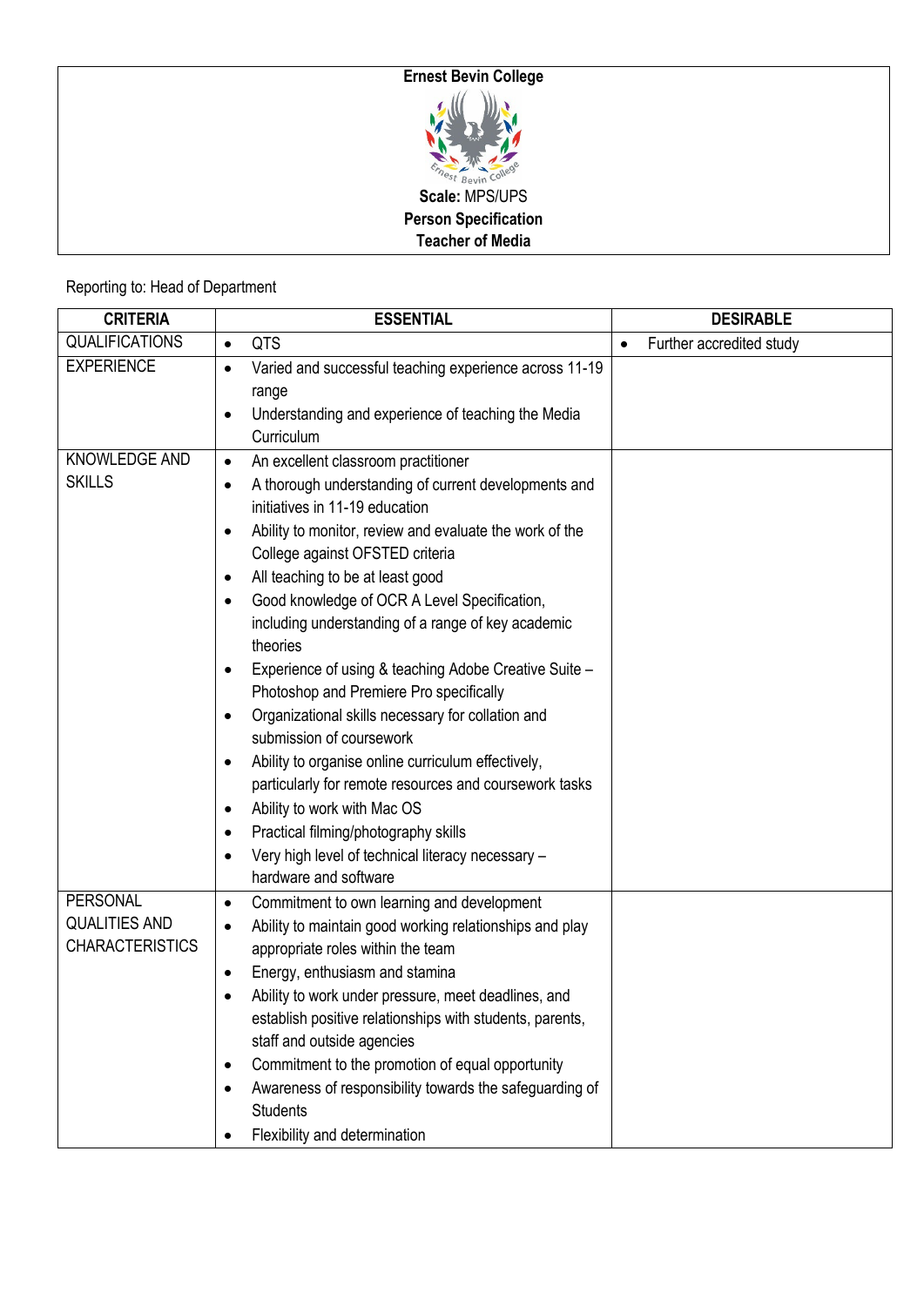**Ernest Bevin College**

**Scale:** MPS/UPS

**Person Specification**

**Teacher of Media**

Reporting to: Head of Department

| CRITERIA | ESSENTIAL | DESIRABLE |
|---|---|---|
| QUALIFICATIONS | • QTS | • Further accredited study |
| EXPERIENCE | • Varied and successful teaching experience across 11-19 range<br>• Understanding and experience of teaching the Media Curriculum | |
| KNOWLEDGE AND SKILLS | • An excellent classroom practitioner<br>• A thorough understanding of current developments and initiatives in 11-19 education<br>• Ability to monitor, review and evaluate the work of the College against OFSTED criteria<br>• All teaching to be at least good<br>• Good knowledge of OCR A Level Specification, including understanding of a range of key academic theories<br>• Experience of using & teaching Adobe Creative Suite – Photoshop and Premiere Pro specifically<br>• Organizational skills necessary for collation and submission of coursework<br>• Ability to organise online curriculum effectively, particularly for remote resources and coursework tasks<br>• Ability to work with Mac OS<br>• Practical filming/photography skills<br>• Very high level of technical literacy necessary – hardware and software | |
| PERSONAL QUALITIES AND CHARACTERISTICS | • Commitment to own learning and development<br>• Ability to maintain good working relationships and play appropriate roles within the team<br>• Energy, enthusiasm and stamina<br>• Ability to work under pressure, meet deadlines, and establish positive relationships with students, parents, staff and outside agencies<br>• Commitment to the promotion of equal opportunity<br>• Awareness of responsibility towards the safeguarding of Students<br>• Flexibility and determination | |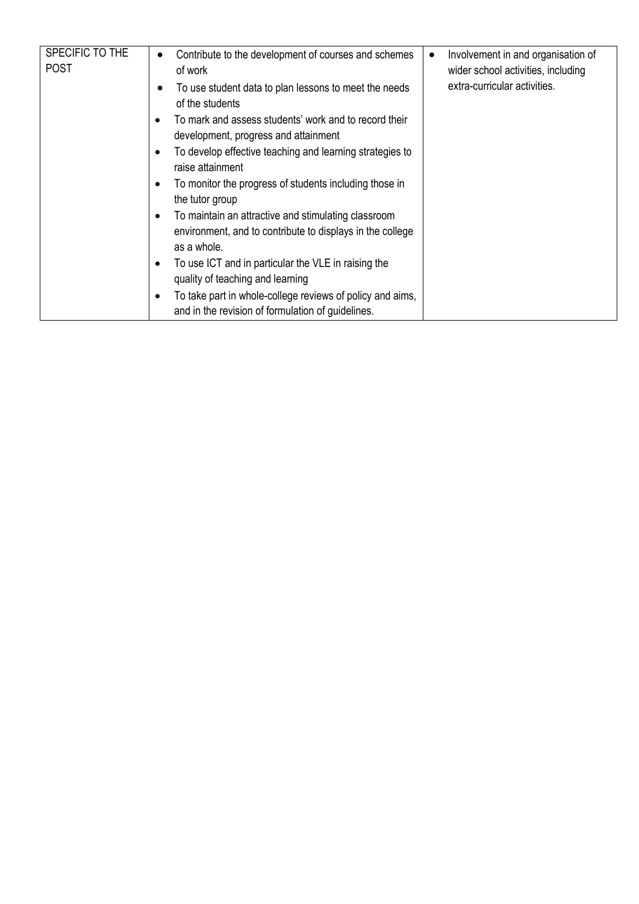| | | |
|---|---|---|
| SPECIFIC TO THE POST | • Contribute to the development of courses and schemes of work<br>• To use student data to plan lessons to meet the needs of the students<br>• To mark and assess students' work and to record their development, progress and attainment<br>• To develop effective teaching and learning strategies to raise attainment<br>• To monitor the progress of students including those in the tutor group<br>• To maintain an attractive and stimulating classroom environment, and to contribute to displays in the college as a whole.<br>• To use ICT and in particular the VLE in raising the quality of teaching and learning<br>• To take part in whole-college reviews of policy and aims, and in the revision of formulation of guidelines. | • Involvement in and organisation of wider school activities, including extra-curricular activities. |